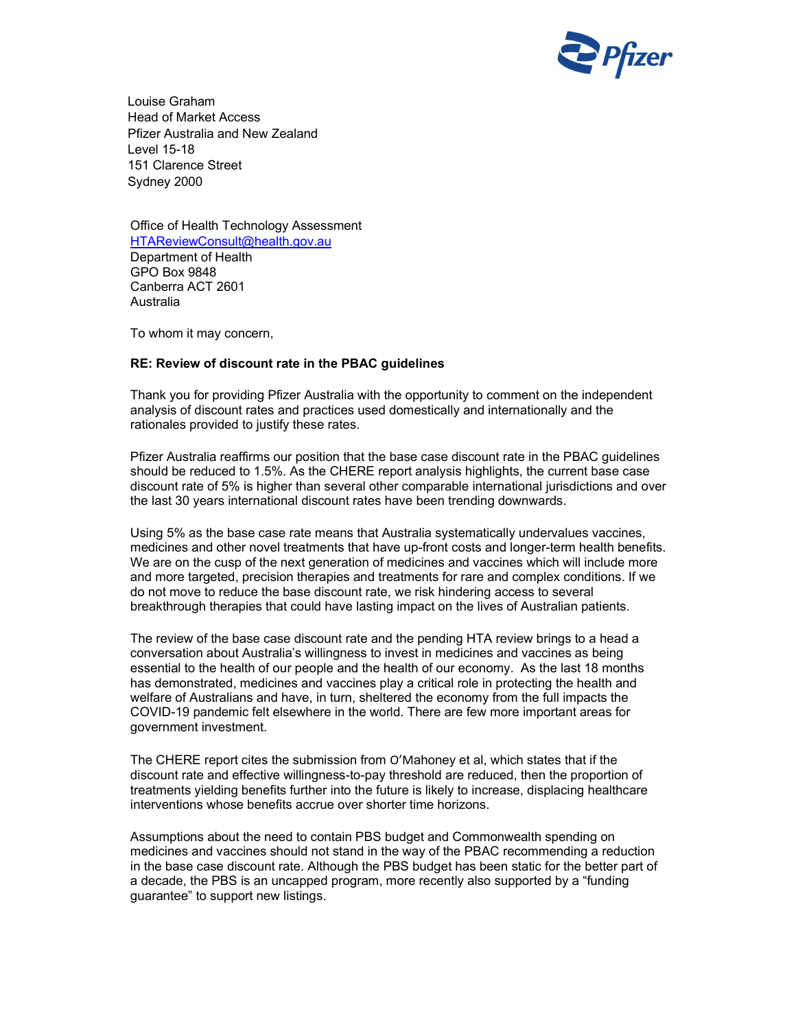Louise Graham
Head of Market Access
Pfizer Australia and New Zealand
Level 15-18
151 Clarence Street
Sydney 2000

Office of Health Technology Assessment
HTAReviewConsult@health.gov.au
Department of Health
GPO Box 9848
Canberra ACT 2601
Australia

To whom it may concern,

**RE: Review of discount rate in the PBAC guidelines**

Thank you for providing Pfizer Australia with the opportunity to comment on the independent analysis of discount rates and practices used domestically and internationally and the rationales provided to justify these rates.

Pfizer Australia reaffirms our position that the base case discount rate in the PBAC guidelines should be reduced to 1.5%. As the CHERE report analysis highlights, the current base case discount rate of 5% is higher than several other comparable international jurisdictions and over the last 30 years international discount rates have been trending downwards.

Using 5% as the base case rate means that Australia systematically undervalues vaccines, medicines and other novel treatments that have up-front costs and longer-term health benefits. We are on the cusp of the next generation of medicines and vaccines which will include more and more targeted, precision therapies and treatments for rare and complex conditions. If we do not move to reduce the base discount rate, we risk hindering access to several breakthrough therapies that could have lasting impact on the lives of Australian patients.

The review of the base case discount rate and the pending HTA review brings to a head a conversation about Australia's willingness to invest in medicines and vaccines as being essential to the health of our people and the health of our economy. As the last 18 months has demonstrated, medicines and vaccines play a critical role in protecting the health and welfare of Australians and have, in turn, sheltered the economy from the full impacts the COVID-19 pandemic felt elsewhere in the world. There are few more important areas for government investment.

The CHERE report cites the submission from O'Mahoney et al, which states that if the discount rate and effective willingness-to-pay threshold are reduced, then the proportion of treatments yielding benefits further into the future is likely to increase, displacing healthcare interventions whose benefits accrue over shorter time horizons.

Assumptions about the need to contain PBS budget and Commonwealth spending on medicines and vaccines should not stand in the way of the PBAC recommending a reduction in the base case discount rate. Although the PBS budget has been static for the better part of a decade, the PBS is an uncapped program, more recently also supported by a "funding guarantee" to support new listings.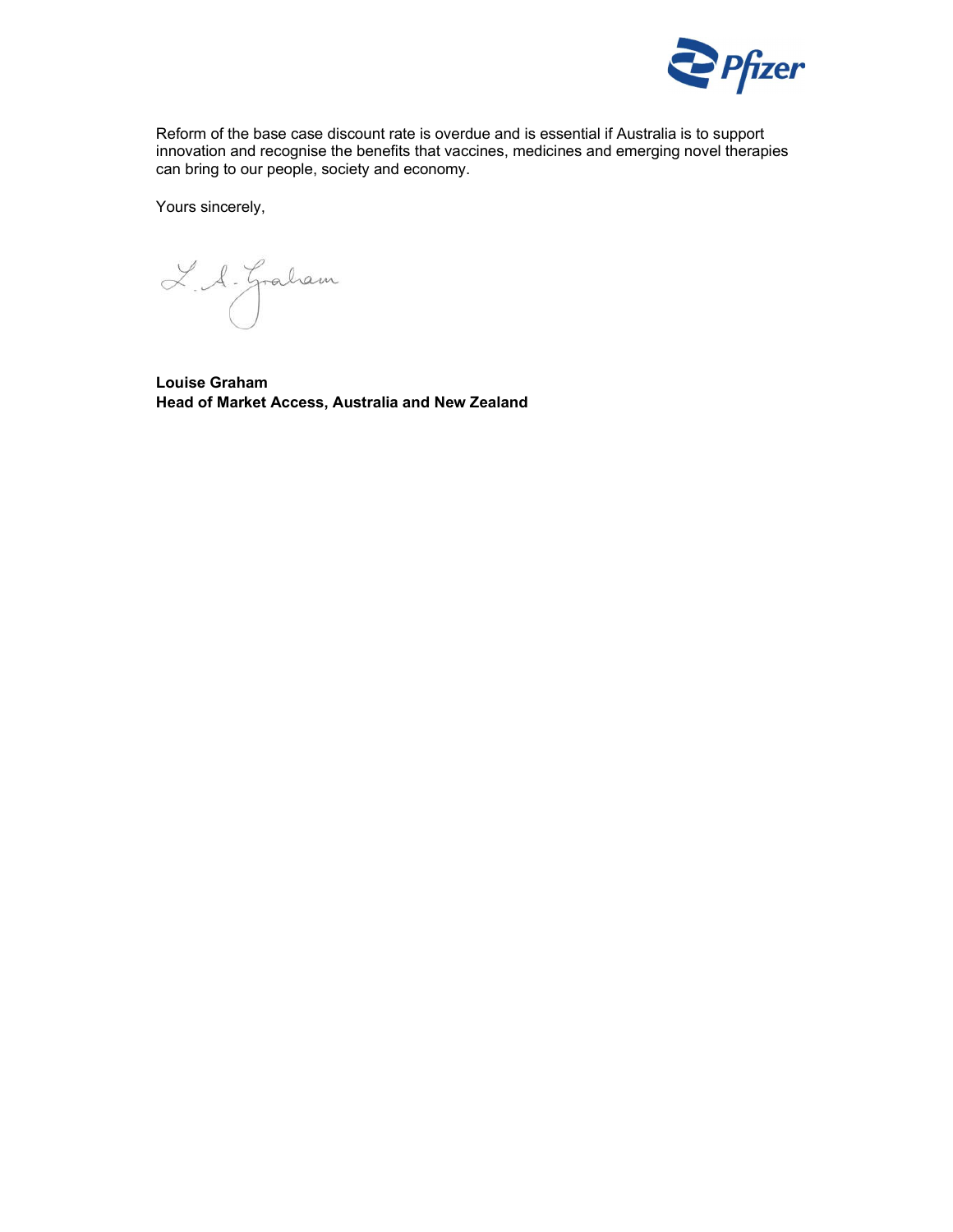Reform of the base case discount rate is overdue and is essential if Australia is to support innovation and recognise the benefits that vaccines, medicines and emerging novel therapies can bring to our people, society and economy.

Yours sincerely,

**Louise Graham**
**Head of Market Access, Australia and New Zealand**